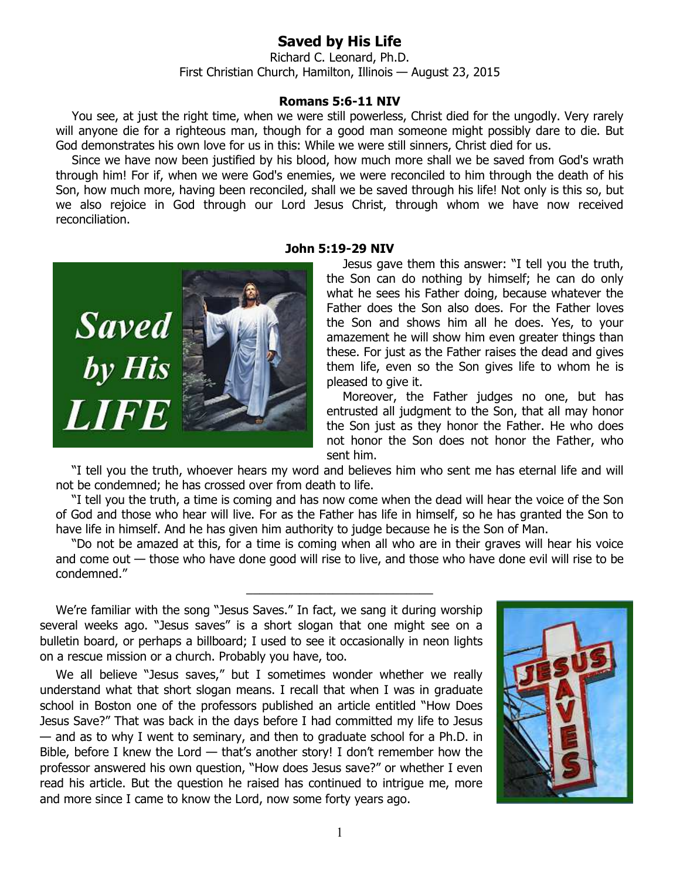# Saved by His Life

Richard C. Leonard, Ph.D.
First Christian Church, Hamilton, Illinois — August 23, 2015

### Romans 5:6-11 NIV

You see, at just the right time, when we were still powerless, Christ died for the ungodly. Very rarely will anyone die for a righteous man, though for a good man someone might possibly dare to die. But God demonstrates his own love for us in this: While we were still sinners, Christ died for us.

Since we have now been justified by his blood, how much more shall we be saved from God's wrath through him! For if, when we were God's enemies, we were reconciled to him through the death of his Son, how much more, having been reconciled, shall we be saved through his life! Not only is this so, but we also rejoice in God through our Lord Jesus Christ, through whom we have now received reconciliation.

### John 5:19-29 NIV

Jesus gave them this answer: "I tell you the truth, the Son can do nothing by himself; he can do only what he sees his Father doing, because whatever the Father does the Son also does. For the Father loves the Son and shows him all he does. Yes, to your amazement he will show him even greater things than these. For just as the Father raises the dead and gives them life, even so the Son gives life to whom he is pleased to give it.

Moreover, the Father judges no one, but has entrusted all judgment to the Son, that all may honor the Son just as they honor the Father. He who does not honor the Son does not honor the Father, who sent him.

"I tell you the truth, whoever hears my word and believes him who sent me has eternal life and will not be condemned; he has crossed over from death to life.

"I tell you the truth, a time is coming and has now come when the dead will hear the voice of the Son of God and those who hear will live. For as the Father has life in himself, so he has granted the Son to have life in himself. And he has given him authority to judge because he is the Son of Man.

"Do not be amazed at this, for a time is coming when all who are in their graves will hear his voice and come out — those who have done good will rise to live, and those who have done evil will rise to be condemned."

---

We're familiar with the song "Jesus Saves." In fact, we sang it during worship several weeks ago. "Jesus saves" is a short slogan that one might see on a bulletin board, or perhaps a billboard; I used to see it occasionally in neon lights on a rescue mission or a church. Probably you have, too.

We all believe "Jesus saves," but I sometimes wonder whether we really understand what that short slogan means. I recall that when I was in graduate school in Boston one of the professors published an article entitled "How Does Jesus Save?" That was back in the days before I had committed my life to Jesus — and as to why I went to seminary, and then to graduate school for a Ph.D. in Bible, before I knew the Lord — that's another story! I don't remember how the professor answered his own question, "How does Jesus save?" or whether I even read his article. But the question he raised has continued to intrigue me, more and more since I came to know the Lord, now some forty years ago.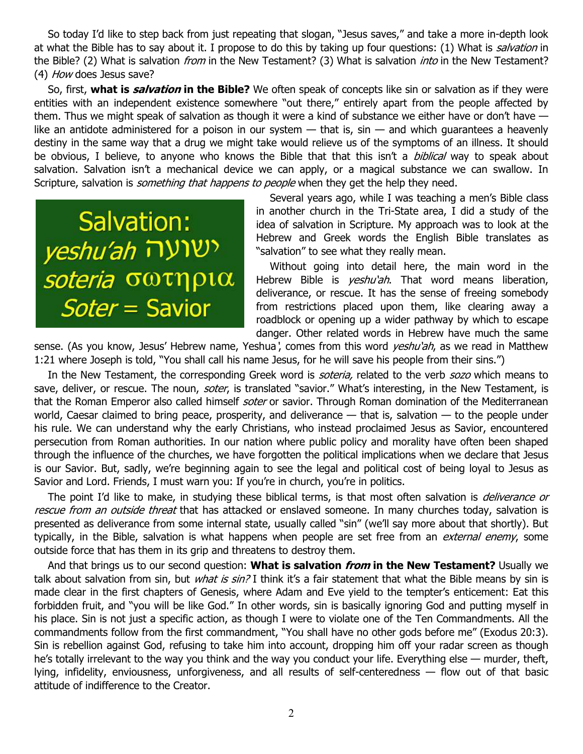So today I'd like to step back from just repeating that slogan, "Jesus saves," and take a more in-depth look at what the Bible has to say about it. I propose to do this by taking up four questions: (1) What is *salvation* in the Bible? (2) What is salvation *from* in the New Testament? (3) What is salvation *into* in the New Testament? (4) *How* does Jesus save?

So, first, **what is *salvation* in the Bible?** We often speak of concepts like sin or salvation as if they were entities with an independent existence somewhere "out there," entirely apart from the people affected by them. Thus we might speak of salvation as though it were a kind of substance we either have or don't have — like an antidote administered for a poison in our system — that is, sin — and which guarantees a heavenly destiny in the same way that a drug we might take would relieve us of the symptoms of an illness. It should be obvious, I believe, to anyone who knows the Bible that that this isn't a *biblical* way to speak about salvation. Salvation isn't a mechanical device we can apply, or a magical substance we can swallow. In Scripture, salvation is *something that happens to people* when they get the help they need.

Salvation:
*yeshu'ah* ישועה
*soteria* σωτηρια
*Soter* = Savior

Several years ago, while I was teaching a men's Bible class in another church in the Tri-State area, I did a study of the idea of salvation in Scripture. My approach was to look at the Hebrew and Greek words the English Bible translates as "salvation" to see what they really mean.

Without going into detail here, the main word in the Hebrew Bible is *yeshu'ah*. That word means liberation, deliverance, or rescue. It has the sense of freeing somebody from restrictions placed upon them, like clearing away a roadblock or opening up a wider pathway by which to escape danger. Other related words in Hebrew have much the same sense. (As you know, Jesus' Hebrew name, Yeshua', comes from this word *yeshu'ah*, as we read in Matthew 1:21 where Joseph is told, "You shall call his name Jesus, for he will save his people from their sins.")

In the New Testament, the corresponding Greek word is *soteria,* related to the verb *sozo* which means to save, deliver, or rescue. The noun, *soter*, is translated "savior." What's interesting, in the New Testament, is that the Roman Emperor also called himself *soter* or savior. Through Roman domination of the Mediterranean world, Caesar claimed to bring peace, prosperity, and deliverance — that is, salvation — to the people under his rule. We can understand why the early Christians, who instead proclaimed Jesus as Savior, encountered persecution from Roman authorities. In our nation where public policy and morality have often been shaped through the influence of the churches, we have forgotten the political implications when we declare that Jesus is our Savior. But, sadly, we're beginning again to see the legal and political cost of being loyal to Jesus as Savior and Lord. Friends, I must warn you: If you're in church, you're in politics.

The point I'd like to make, in studying these biblical terms, is that most often salvation is *deliverance or rescue from an outside threat* that has attacked or enslaved someone. In many churches today, salvation is presented as deliverance from some internal state, usually called "sin" (we'll say more about that shortly). But typically, in the Bible, salvation is what happens when people are set free from an *external enemy*, some outside force that has them in its grip and threatens to destroy them.

And that brings us to our second question: **What is salvation *from* in the New Testament?** Usually we talk about salvation from sin, but *what is sin?* I think it's a fair statement that what the Bible means by sin is made clear in the first chapters of Genesis, where Adam and Eve yield to the tempter's enticement: Eat this forbidden fruit, and "you will be like God." In other words, sin is basically ignoring God and putting myself in his place. Sin is not just a specific action, as though I were to violate one of the Ten Commandments. All the commandments follow from the first commandment, "You shall have no other gods before me" (Exodus 20:3). Sin is rebellion against God, refusing to take him into account, dropping him off your radar screen as though he's totally irrelevant to the way you think and the way you conduct your life. Everything else — murder, theft, lying, infidelity, enviousness, unforgiveness, and all results of self-centeredness — flow out of that basic attitude of indifference to the Creator.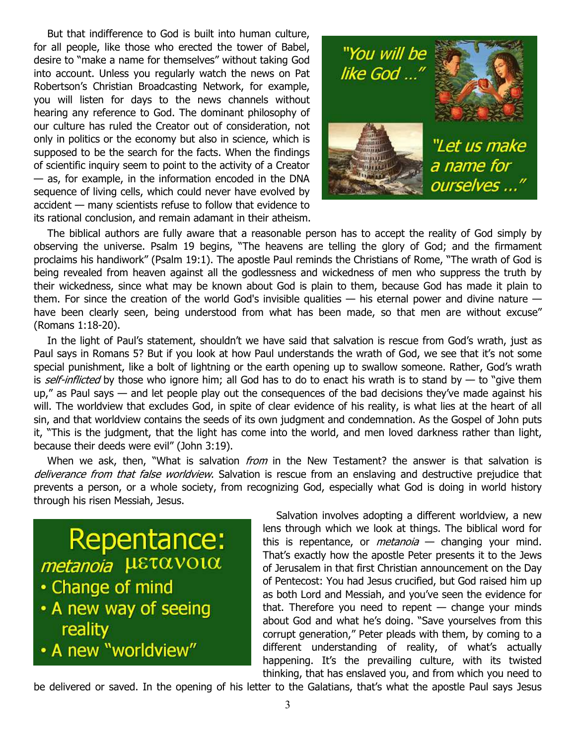But that indifference to God is built into human culture, for all people, like those who erected the tower of Babel, desire to "make a name for themselves" without taking God into account. Unless you regularly watch the news on Pat Robertson's Christian Broadcasting Network, for example, you will listen for days to the news channels without hearing any reference to God. The dominant philosophy of our culture has ruled the Creator out of consideration, not only in politics or the economy but also in science, which is supposed to be the search for the facts. When the findings of scientific inquiry seem to point to the activity of a Creator — as, for example, in the information encoded in the DNA sequence of living cells, which could never have evolved by accident — many scientists refuse to follow that evidence to its rational conclusion, and remain adamant in their atheism.

"You will be like God ..."

"Let us make a name for ourselves ..."

The biblical authors are fully aware that a reasonable person has to accept the reality of God simply by observing the universe. Psalm 19 begins, "The heavens are telling the glory of God; and the firmament proclaims his handiwork" (Psalm 19:1). The apostle Paul reminds the Christians of Rome, "The wrath of God is being revealed from heaven against all the godlessness and wickedness of men who suppress the truth by their wickedness, since what may be known about God is plain to them, because God has made it plain to them. For since the creation of the world God's invisible qualities — his eternal power and divine nature — have been clearly seen, being understood from what has been made, so that men are without excuse" (Romans 1:18-20).

In the light of Paul's statement, shouldn't we have said that salvation is rescue from God's wrath, just as Paul says in Romans 5? But if you look at how Paul understands the wrath of God, we see that it's not some special punishment, like a bolt of lightning or the earth opening up to swallow someone. Rather, God's wrath is *self-inflicted* by those who ignore him; all God has to do to enact his wrath is to stand by — to "give them up," as Paul says — and let people play out the consequences of the bad decisions they've made against his will. The worldview that excludes God, in spite of clear evidence of his reality, is what lies at the heart of all sin, and that worldview contains the seeds of its own judgment and condemnation. As the Gospel of John puts it, "This is the judgment, that the light has come into the world, and men loved darkness rather than light, because their deeds were evil" (John 3:19).

When we ask, then, "What is salvation *from* in the New Testament? the answer is that salvation is *deliverance from that false worldview*. Salvation is rescue from an enslaving and destructive prejudice that prevents a person, or a whole society, from recognizing God, especially what God is doing in world history through his risen Messiah, Jesus.

**Repentance:**
*metanoia* μετανοια
- Change of mind
- A new way of seeing reality
- A new "worldview"

Salvation involves adopting a different worldview, a new lens through which we look at things. The biblical word for this is repentance, or *metanoia* — changing your mind. That's exactly how the apostle Peter presents it to the Jews of Jerusalem in that first Christian announcement on the Day of Pentecost: You had Jesus crucified, but God raised him up as both Lord and Messiah, and you've seen the evidence for that. Therefore you need to repent — change your minds about God and what he's doing. "Save yourselves from this corrupt generation," Peter pleads with them, by coming to a different understanding of reality, of what's actually happening. It's the prevailing culture, with its twisted thinking, that has enslaved you, and from which you need to be delivered or saved. In the opening of his letter to the Galatians, that's what the apostle Paul says Jesus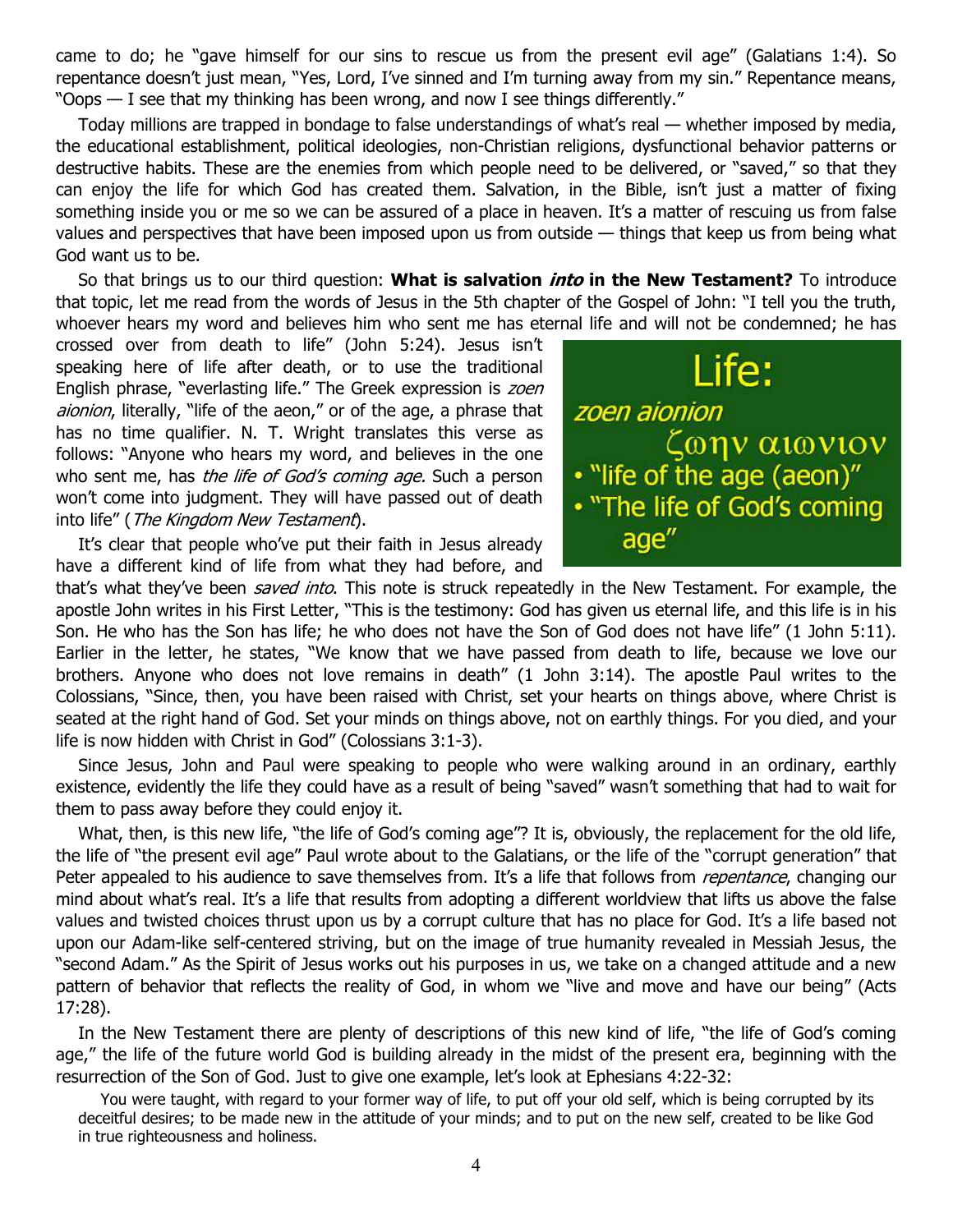came to do; he "gave himself for our sins to rescue us from the present evil age" (Galatians 1:4). So repentance doesn't just mean, "Yes, Lord, I've sinned and I'm turning away from my sin." Repentance means, "Oops — I see that my thinking has been wrong, and now I see things differently."

Today millions are trapped in bondage to false understandings of what's real — whether imposed by media, the educational establishment, political ideologies, non-Christian religions, dysfunctional behavior patterns or destructive habits. These are the enemies from which people need to be delivered, or "saved," so that they can enjoy the life for which God has created them. Salvation, in the Bible, isn't just a matter of fixing something inside you or me so we can be assured of a place in heaven. It's a matter of rescuing us from false values and perspectives that have been imposed upon us from outside — things that keep us from being what God want us to be.

So that brings us to our third question: **What is salvation *into* in the New Testament?** To introduce that topic, let me read from the words of Jesus in the 5th chapter of the Gospel of John: "I tell you the truth, whoever hears my word and believes him who sent me has eternal life and will not be condemned; he has crossed over from death to life" (John 5:24). Jesus isn't speaking here of life after death, or to use the traditional English phrase, "everlasting life." The Greek expression is *zoen aionion*, literally, "life of the aeon," or of the age, a phrase that has no time qualifier. N. T. Wright translates this verse as follows: "Anyone who hears my word, and believes in the one who sent me, has *the life of God's coming age.* Such a person won't come into judgment. They will have passed out of death into life" (*The Kingdom New Testament*).

Life:
*zoen aionion*
ζωην αιωνιον
- "life of the age (aeon)"
- "The life of God's coming age"

It's clear that people who've put their faith in Jesus already have a different kind of life from what they had before, and that's what they've been *saved into*. This note is struck repeatedly in the New Testament. For example, the apostle John writes in his First Letter, "This is the testimony: God has given us eternal life, and this life is in his Son. He who has the Son has life; he who does not have the Son of God does not have life" (1 John 5:11). Earlier in the letter, he states, "We know that we have passed from death to life, because we love our brothers. Anyone who does not love remains in death" (1 John 3:14). The apostle Paul writes to the Colossians, "Since, then, you have been raised with Christ, set your hearts on things above, where Christ is seated at the right hand of God. Set your minds on things above, not on earthly things. For you died, and your life is now hidden with Christ in God" (Colossians 3:1-3).

Since Jesus, John and Paul were speaking to people who were walking around in an ordinary, earthly existence, evidently the life they could have as a result of being "saved" wasn't something that had to wait for them to pass away before they could enjoy it.

What, then, is this new life, "the life of God's coming age"? It is, obviously, the replacement for the old life, the life of "the present evil age" Paul wrote about to the Galatians, or the life of the "corrupt generation" that Peter appealed to his audience to save themselves from. It's a life that follows from *repentance*, changing our mind about what's real. It's a life that results from adopting a different worldview that lifts us above the false values and twisted choices thrust upon us by a corrupt culture that has no place for God. It's a life based not upon our Adam-like self-centered striving, but on the image of true humanity revealed in Messiah Jesus, the "second Adam." As the Spirit of Jesus works out his purposes in us, we take on a changed attitude and a new pattern of behavior that reflects the reality of God, in whom we "live and move and have our being" (Acts 17:28).

In the New Testament there are plenty of descriptions of this new kind of life, "the life of God's coming age," the life of the future world God is building already in the midst of the present era, beginning with the resurrection of the Son of God. Just to give one example, let's look at Ephesians 4:22-32:

> You were taught, with regard to your former way of life, to put off your old self, which is being corrupted by its deceitful desires; to be made new in the attitude of your minds; and to put on the new self, created to be like God in true righteousness and holiness.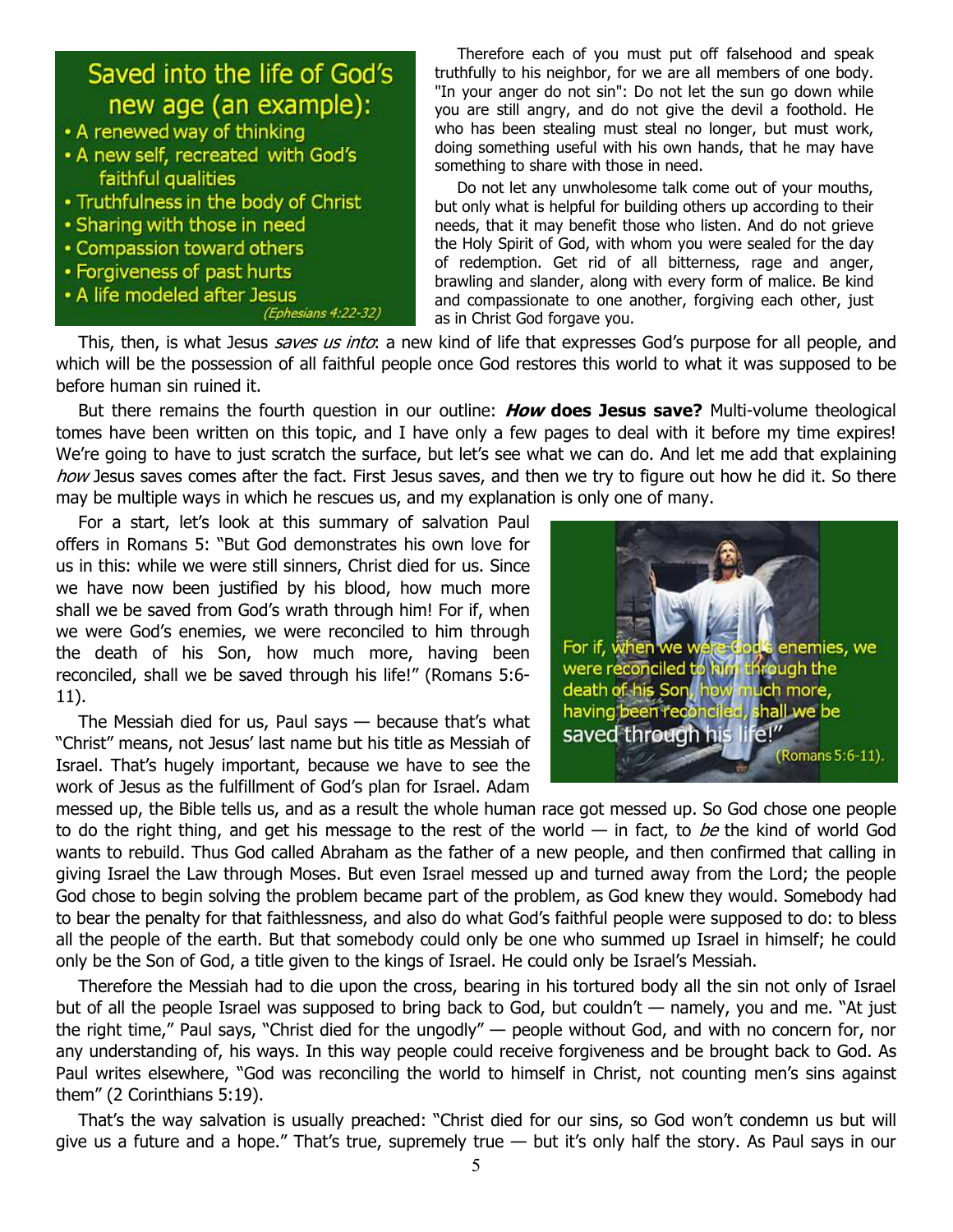**Saved into the life of God's new age (an example):**

- A renewed way of thinking
- A new self, recreated with God's faithful qualities
- Truthfulness in the body of Christ
- Sharing with those in need
- Compassion toward others
- Forgiveness of past hurts
- A life modeled after Jesus

*(Ephesians 4:22-32)*

Therefore each of you must put off falsehood and speak truthfully to his neighbor, for we are all members of one body. "In your anger do not sin": Do not let the sun go down while you are still angry, and do not give the devil a foothold. He who has been stealing must steal no longer, but must work, doing something useful with his own hands, that he may have something to share with those in need.

Do not let any unwholesome talk come out of your mouths, but only what is helpful for building others up according to their needs, that it may benefit those who listen. And do not grieve the Holy Spirit of God, with whom you were sealed for the day of redemption. Get rid of all bitterness, rage and anger, brawling and slander, along with every form of malice. Be kind and compassionate to one another, forgiving each other, just as in Christ God forgave you.

This, then, is what Jesus *saves us into*: a new kind of life that expresses God's purpose for all people, and which will be the possession of all faithful people once God restores this world to what it was supposed to be before human sin ruined it.

But there remains the fourth question in our outline: ***How* does Jesus save?** Multi-volume theological tomes have been written on this topic, and I have only a few pages to deal with it before my time expires! We're going to have to just scratch the surface, but let's see what we can do. And let me add that explaining *how* Jesus saves comes after the fact. First Jesus saves, and then we try to figure out how he did it. So there may be multiple ways in which he rescues us, and my explanation is only one of many.

For a start, let's look at this summary of salvation Paul offers in Romans 5: "But God demonstrates his own love for us in this: while we were still sinners, Christ died for us. Since we have now been justified by his blood, how much more shall we be saved from God's wrath through him! For if, when we were God's enemies, we were reconciled to him through the death of his Son, how much more, having been reconciled, shall we be saved through his life!" (Romans 5:6-11).

For if, when we were God's enemies, we were reconciled to him through the death of his Son, how much more, having been reconciled, shall we be saved through his life!" (Romans 5:6-11).

The Messiah died for us, Paul says — because that's what "Christ" means, not Jesus' last name but his title as Messiah of Israel. That's hugely important, because we have to see the work of Jesus as the fulfillment of God's plan for Israel. Adam messed up, the Bible tells us, and as a result the whole human race got messed up. So God chose one people to do the right thing, and get his message to the rest of the world — in fact, to *be* the kind of world God wants to rebuild. Thus God called Abraham as the father of a new people, and then confirmed that calling in giving Israel the Law through Moses. But even Israel messed up and turned away from the Lord; the people God chose to begin solving the problem became part of the problem, as God knew they would. Somebody had to bear the penalty for that faithlessness, and also do what God's faithful people were supposed to do: to bless all the people of the earth. But that somebody could only be one who summed up Israel in himself; he could only be the Son of God, a title given to the kings of Israel. He could only be Israel's Messiah.

Therefore the Messiah had to die upon the cross, bearing in his tortured body all the sin not only of Israel but of all the people Israel was supposed to bring back to God, but couldn't — namely, you and me. "At just the right time," Paul says, "Christ died for the ungodly" — people without God, and with no concern for, nor any understanding of, his ways. In this way people could receive forgiveness and be brought back to God. As Paul writes elsewhere, "God was reconciling the world to himself in Christ, not counting men's sins against them" (2 Corinthians 5:19).

That's the way salvation is usually preached: "Christ died for our sins, so God won't condemn us but will give us a future and a hope." That's true, supremely true — but it's only half the story. As Paul says in our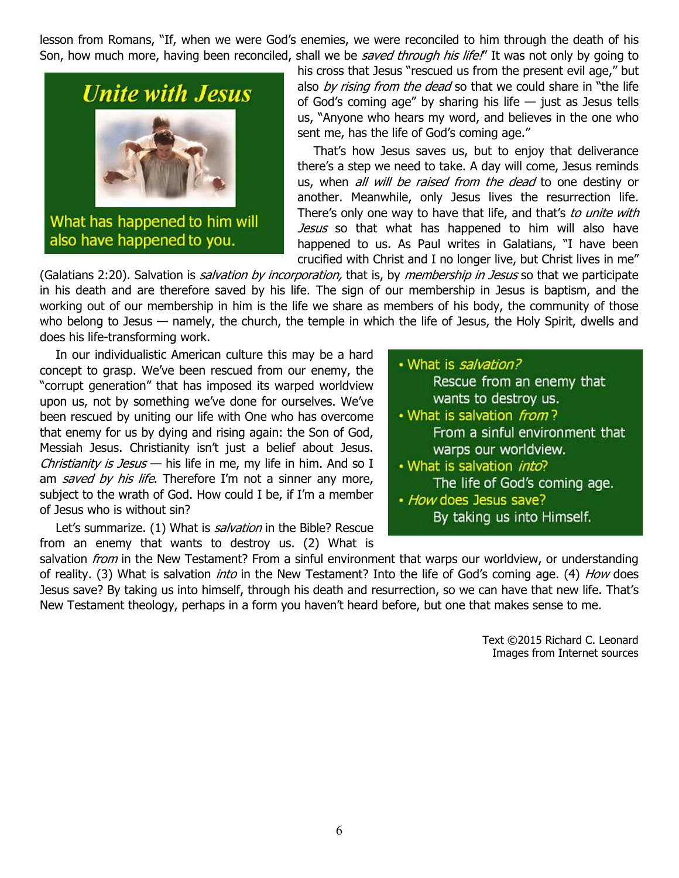lesson from Romans, "If, when we were God's enemies, we were reconciled to him through the death of his Son, how much more, having been reconciled, shall we be *saved through his life!*" It was not only by going to his cross that Jesus "rescued us from the present evil age," but also *by rising from the dead* so that we could share in "the life of God's coming age" by sharing his life — just as Jesus tells us, "Anyone who hears my word, and believes in the one who sent me, has the life of God's coming age."

**Unite with Jesus**

What has happened to him will also have happened to you.

That's how Jesus saves us, but to enjoy that deliverance there's a step we need to take. A day will come, Jesus reminds us, when *all will be raised from the dead* to one destiny or another. Meanwhile, only Jesus lives the resurrection life. There's only one way to have that life, and that's *to unite with Jesus* so that what has happened to him will also have happened to us. As Paul writes in Galatians, "I have been crucified with Christ and I no longer live, but Christ lives in me" (Galatians 2:20). Salvation is *salvation by incorporation,* that is, by *membership in Jesus* so that we participate in his death and are therefore saved by his life. The sign of our membership in Jesus is baptism, and the working out of our membership in him is the life we share as members of his body, the community of those who belong to Jesus — namely, the church, the temple in which the life of Jesus, the Holy Spirit, dwells and does his life-transforming work.

In our individualistic American culture this may be a hard concept to grasp. We've been rescued from our enemy, the "corrupt generation" that has imposed its warped worldview upon us, not by something we've done for ourselves. We've been rescued by uniting our life with One who has overcome that enemy for us by dying and rising again: the Son of God, Messiah Jesus. Christianity isn't just a belief about Jesus. *Christianity is Jesus* — his life in me, my life in him. And so I am *saved by his life*. Therefore I'm not a sinner any more, subject to the wrath of God. How could I be, if I'm a member of Jesus who is without sin?

- What is *salvation?*
  Rescue from an enemy that wants to destroy us.
- What is salvation *from*?
  From a sinful environment that warps our worldview.
- What is salvation *into*?
  The life of God's coming age.
- *How* does Jesus save?
  By taking us into Himself.

Let's summarize. (1) What is *salvation* in the Bible? Rescue from an enemy that wants to destroy us. (2) What is salvation *from* in the New Testament? From a sinful environment that warps our worldview, or understanding of reality. (3) What is salvation *into* in the New Testament? Into the life of God's coming age. (4) *How* does Jesus save? By taking us into himself, through his death and resurrection, so we can have that new life. That's New Testament theology, perhaps in a form you haven't heard before, but one that makes sense to me.

Text ©2015 Richard C. Leonard
Images from Internet sources